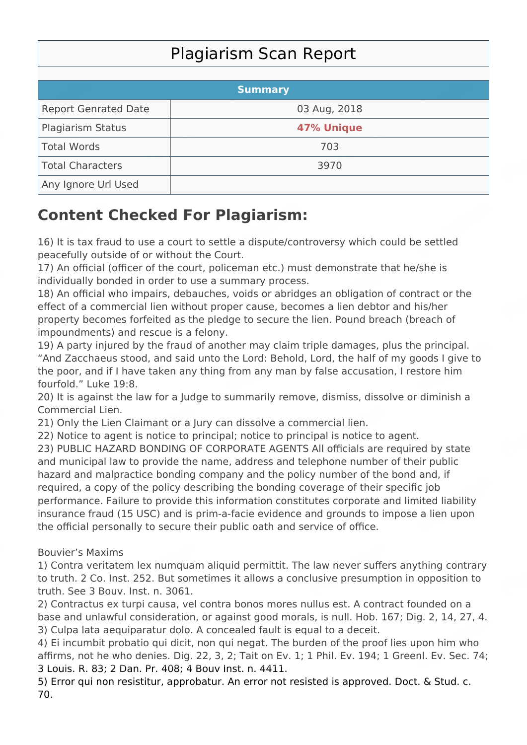# Plagiarism Scan Report

| Summary | |
|---|---|
| Report Genrated Date | 03 Aug, 2018 |
| Plagiarism Status | **47% Unique** |
| Total Words | 703 |
| Total Characters | 3970 |
| Any Ignore Url Used | |

## Content Checked For Plagiarism:

16) It is tax fraud to use a court to settle a dispute/controversy which could be settled peacefully outside of or without the Court.
17) An official (officer of the court, policeman etc.) must demonstrate that he/she is individually bonded in order to use a summary process.
18) An official who impairs, debauches, voids or abridges an obligation of contract or the effect of a commercial lien without proper cause, becomes a lien debtor and his/her property becomes forfeited as the pledge to secure the lien. Pound breach (breach of impoundments) and rescue is a felony.
19) A party injured by the fraud of another may claim triple damages, plus the principal. "And Zacchaeus stood, and said unto the Lord: Behold, Lord, the half of my goods I give to the poor, and if I have taken any thing from any man by false accusation, I restore him fourfold." Luke 19:8.
20) It is against the law for a Judge to summarily remove, dismiss, dissolve or diminish a Commercial Lien.
21) Only the Lien Claimant or a Jury can dissolve a commercial lien.
22) Notice to agent is notice to principal; notice to principal is notice to agent.
23) PUBLIC HAZARD BONDING OF CORPORATE AGENTS All officials are required by state and municipal law to provide the name, address and telephone number of their public hazard and malpractice bonding company and the policy number of the bond and, if required, a copy of the policy describing the bonding coverage of their specific job performance. Failure to provide this information constitutes corporate and limited liability insurance fraud (15 USC) and is prim-a-facie evidence and grounds to impose a lien upon the official personally to secure their public oath and service of office.

Bouvier's Maxims
1) Contra veritatem lex numquam aliquid permittit. The law never suffers anything contrary to truth. 2 Co. Inst. 252. But sometimes it allows a conclusive presumption in opposition to truth. See 3 Bouv. Inst. n. 3061.
2) Contractus ex turpi causa, vel contra bonos mores nullus est. A contract founded on a base and unlawful consideration, or against good morals, is null. Hob. 167; Dig. 2, 14, 27, 4.
3) Culpa lata aequiparatur dolo. A concealed fault is equal to a deceit.
4) Ei incumbit probatio qui dicit, non qui negat. The burden of the proof lies upon him who affirms, not he who denies. Dig. 22, 3, 2; Tait on Ev. 1; 1 Phil. Ev. 194; 1 Greenl. Ev. Sec. 74; 3 Louis. R. 83; 2 Dan. Pr. 408; 4 Bouv Inst. n. 4411.
5) Error qui non resistitur, approbatur. An error not resisted is approved. Doct. & Stud. c. 70.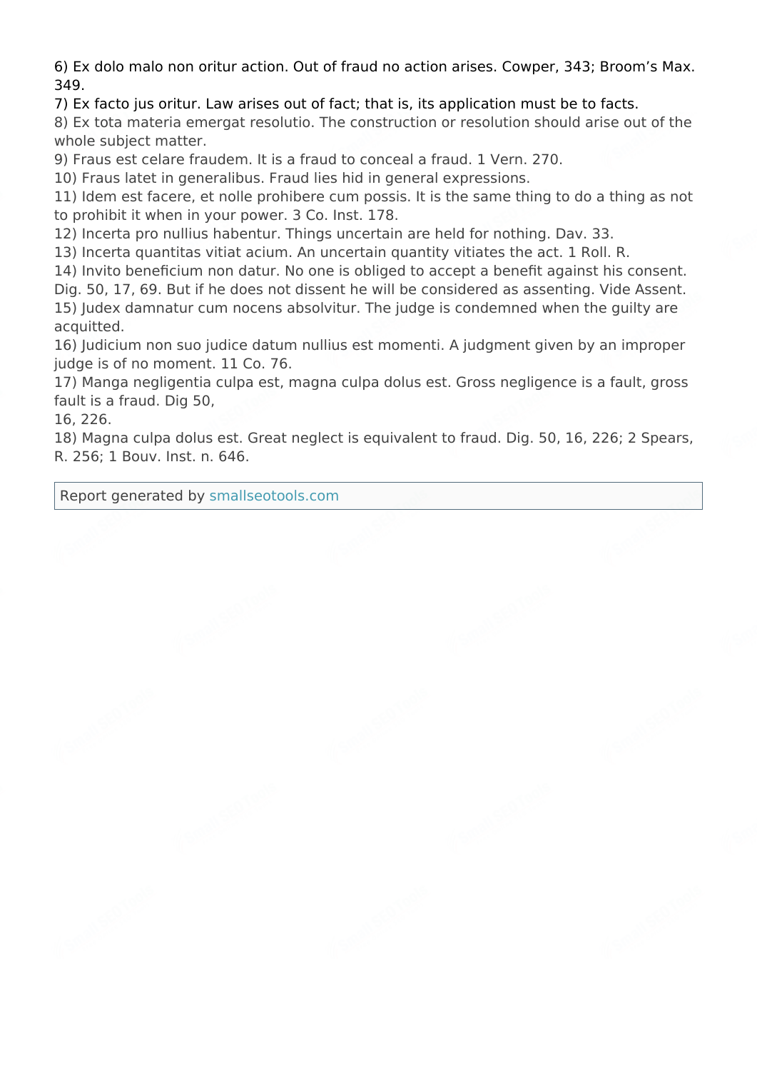6) Ex dolo malo non oritur action. Out of fraud no action arises. Cowper, 343; Broom's Max. 349.
7) Ex facto jus oritur. Law arises out of fact; that is, its application must be to facts.
8) Ex tota materia emergat resolutio. The construction or resolution should arise out of the whole subject matter.
9) Fraus est celare fraudem. It is a fraud to conceal a fraud. 1 Vern. 270.
10) Fraus latet in generalibus. Fraud lies hid in general expressions.
11) Idem est facere, et nolle prohibere cum possis. It is the same thing to do a thing as not to prohibit it when in your power. 3 Co. Inst. 178.
12) Incerta pro nullius habentur. Things uncertain are held for nothing. Dav. 33.
13) Incerta quantitas vitiat acium. An uncertain quantity vitiates the act. 1 Roll. R.
14) Invito beneficium non datur. No one is obliged to accept a benefit against his consent. Dig. 50, 17, 69. But if he does not dissent he will be considered as assenting. Vide Assent.
15) Judex damnatur cum nocens absolvitur. The judge is condemned when the guilty are acquitted.
16) Judicium non suo judice datum nullius est momenti. A judgment given by an improper judge is of no moment. 11 Co. 76.
17) Manga negligentia culpa est, magna culpa dolus est. Gross negligence is a fault, gross fault is a fraud. Dig 50,
16, 226.
18) Magna culpa dolus est. Great neglect is equivalent to fraud. Dig. 50, 16, 226; 2 Spears, R. 256; 1 Bouv. Inst. n. 646.

Report generated by smallseotools.com